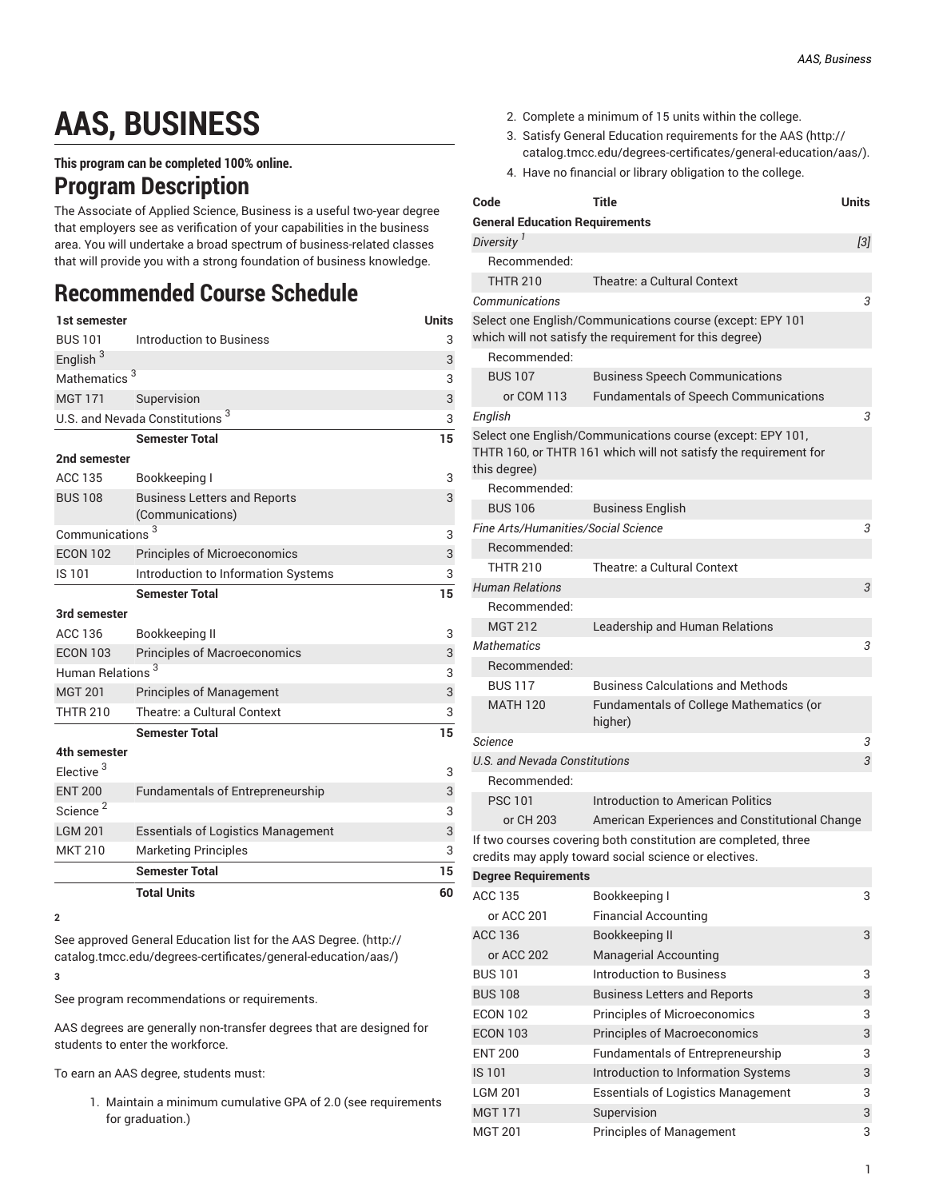# AAS, BUSINESS

**This program can be completed 100% online.**

## Program Description

The Associate of Applied Science, Business is a useful two-year degree that employers see as verification of your capabilities in the business area. You will undertake a broad spectrum of business-related classes that will provide you with a strong foundation of business knowledge.

## Recommended Course Schedule

| 1st semester | | Units |
|---|---|---|
| BUS 101 | Introduction to Business | 3 |
| English [3] | | 3 |
| Mathematics [3] | | 3 |
| MGT 171 | Supervision | 3 |
| U.S. and Nevada Constitutions [3] | | 3 |
| | **Semester Total** | **15** |
| **2nd semester** | | |
| ACC 135 | Bookkeeping I | 3 |
| BUS 108 | Business Letters and Reports (Communications) | 3 |
| Communications [3] | | 3 |
| ECON 102 | Principles of Microeconomics | 3 |
| IS 101 | Introduction to Information Systems | 3 |
| | **Semester Total** | **15** |
| **3rd semester** | | |
| ACC 136 | Bookkeeping II | 3 |
| ECON 103 | Principles of Macroeconomics | 3 |
| Human Relations [3] | | 3 |
| MGT 201 | Principles of Management | 3 |
| THTR 210 | Theatre: a Cultural Context | 3 |
| | **Semester Total** | **15** |
| **4th semester** | | |
| Elective [3] | | 3 |
| ENT 200 | Fundamentals of Entrepreneurship | 3 |
| Science [2] | | 3 |
| LGM 201 | Essentials of Logistics Management | 3 |
| MKT 210 | Marketing Principles | 3 |
| | **Semester Total** | **15** |
| | **Total Units** | **60** |

**2**

See approved General Education list for the AAS Degree. (http://catalog.tmcc.edu/degrees-certificates/general-education/aas/)

**3**

See program recommendations or requirements.

AAS degrees are generally non-transfer degrees that are designed for students to enter the workforce.

To earn an AAS degree, students must:

1. Maintain a minimum cumulative GPA of 2.0 (see requirements for graduation.)
2. Complete a minimum of 15 units within the college.
3. Satisfy General Education requirements for the AAS (http://catalog.tmcc.edu/degrees-certificates/general-education/aas/).
4. Have no financial or library obligation to the college.

| Code | Title | Units |
|---|---|---|
| **General Education Requirements** | | |
| *Diversity [1]* | | *[3]* |
| Recommended: | | |
| THTR 210 | Theatre: a Cultural Context | |
| *Communications* | | *3* |
| Select one English/Communications course (except: EPY 101 which will not satisfy the requirement for this degree) | | |
| Recommended: | | |
| BUS 107 | Business Speech Communications | |
| or COM 113 | Fundamentals of Speech Communications | |
| *English* | | *3* |
| Select one English/Communications course (except: EPY 101, THTR 160, or THTR 161 which will not satisfy the requirement for this degree) | | |
| Recommended: | | |
| BUS 106 | Business English | |
| *Fine Arts/Humanities/Social Science* | | *3* |
| Recommended: | | |
| THTR 210 | Theatre: a Cultural Context | |
| *Human Relations* | | *3* |
| Recommended: | | |
| MGT 212 | Leadership and Human Relations | |
| *Mathematics* | | *3* |
| Recommended: | | |
| BUS 117 | Business Calculations and Methods | |
| MATH 120 | Fundamentals of College Mathematics (or higher) | |
| *Science* | | *3* |
| *U.S. and Nevada Constitutions* | | *3* |
| Recommended: | | |
| PSC 101 | Introduction to American Politics | |
| or CH 203 | American Experiences and Constitutional Change | |
| If two courses covering both constitution are completed, three credits may apply toward social science or electives. | | |
| **Degree Requirements** | | |
| ACC 135 | Bookkeeping I | 3 |
| or ACC 201 | Financial Accounting | |
| ACC 136 | Bookkeeping II | 3 |
| or ACC 202 | Managerial Accounting | |
| BUS 101 | Introduction to Business | 3 |
| BUS 108 | Business Letters and Reports | 3 |
| ECON 102 | Principles of Microeconomics | 3 |
| ECON 103 | Principles of Macroeconomics | 3 |
| ENT 200 | Fundamentals of Entrepreneurship | 3 |
| IS 101 | Introduction to Information Systems | 3 |
| LGM 201 | Essentials of Logistics Management | 3 |
| MGT 171 | Supervision | 3 |
| MGT 201 | Principles of Management | 3 |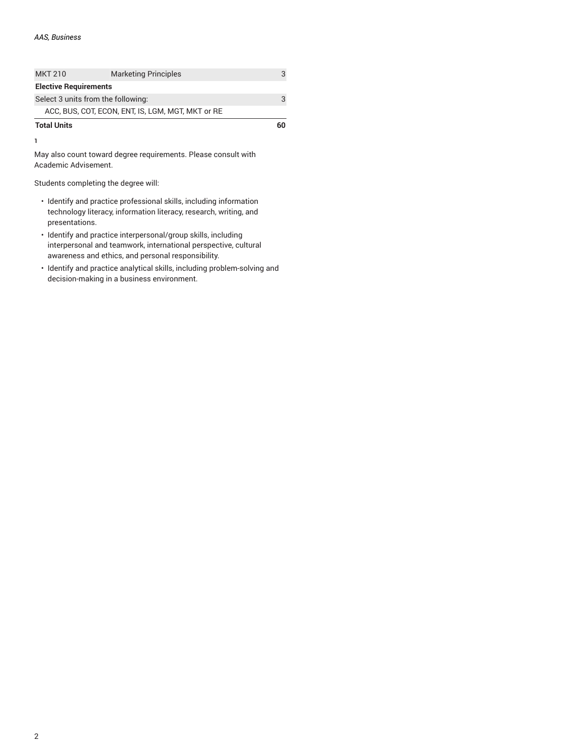| | | |
|---|---|---|
| MKT 210 | Marketing Principles | 3 |
| **Elective Requirements** | | |
| Select 3 units from the following: | | 3 |
| ACC, BUS, COT, ECON, ENT, IS, LGM, MGT, MKT or RE | | |
| **Total Units** | | **60** |

**1**

May also count toward degree requirements. Please consult with Academic Advisement.

Students completing the degree will:

- Identify and practice professional skills, including information technology literacy, information literacy, research, writing, and presentations.
- Identify and practice interpersonal/group skills, including interpersonal and teamwork, international perspective, cultural awareness and ethics, and personal responsibility.
- Identify and practice analytical skills, including problem-solving and decision-making in a business environment.